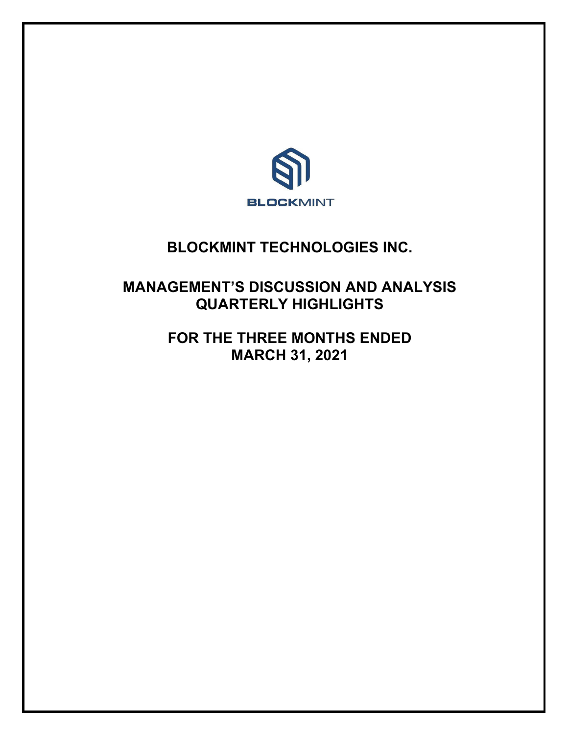BLOCKMINT

# BLOCKMINT TECHNOLOGIES INC.

## MANAGEMENT'S DISCUSSION AND ANALYSIS QUARTERLY HIGHLIGHTS

## FOR THE THREE MONTHS ENDED MARCH 31, 2021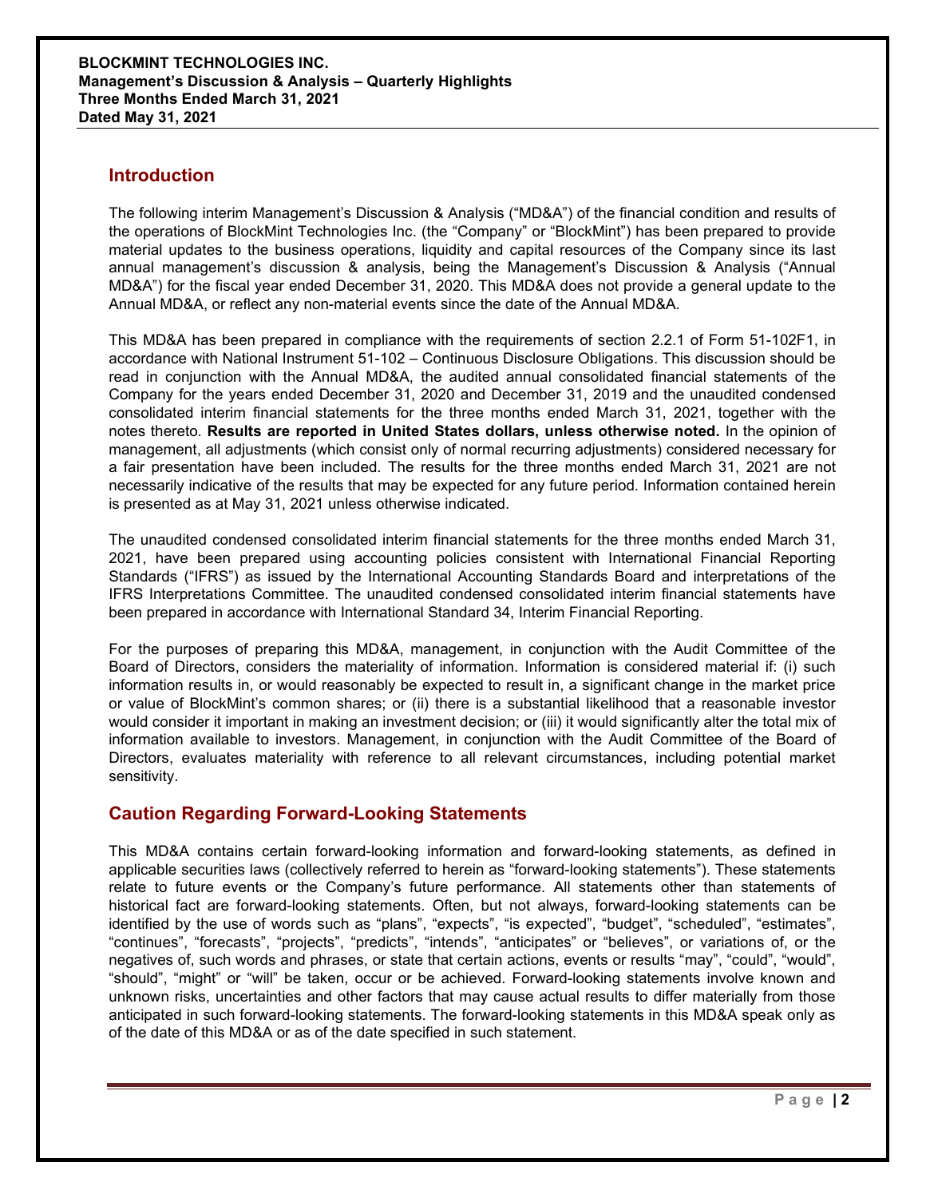## Introduction

The following interim Management's Discussion & Analysis ("MD&A") of the financial condition and results of the operations of BlockMint Technologies Inc. (the "Company" or "BlockMint") has been prepared to provide material updates to the business operations, liquidity and capital resources of the Company since its last annual management's discussion & analysis, being the Management's Discussion & Analysis ("Annual MD&A") for the fiscal year ended December 31, 2020. This MD&A does not provide a general update to the Annual MD&A, or reflect any non-material events since the date of the Annual MD&A.

This MD&A has been prepared in compliance with the requirements of section 2.2.1 of Form 51-102F1, in accordance with National Instrument 51-102 – Continuous Disclosure Obligations. This discussion should be read in conjunction with the Annual MD&A, the audited annual consolidated financial statements of the Company for the years ended December 31, 2020 and December 31, 2019 and the unaudited condensed consolidated interim financial statements for the three months ended March 31, 2021, together with the notes thereto. **Results are reported in United States dollars, unless otherwise noted.** In the opinion of management, all adjustments (which consist only of normal recurring adjustments) considered necessary for a fair presentation have been included. The results for the three months ended March 31, 2021 are not necessarily indicative of the results that may be expected for any future period. Information contained herein is presented as at May 31, 2021 unless otherwise indicated.

The unaudited condensed consolidated interim financial statements for the three months ended March 31, 2021, have been prepared using accounting policies consistent with International Financial Reporting Standards ("IFRS") as issued by the International Accounting Standards Board and interpretations of the IFRS Interpretations Committee. The unaudited condensed consolidated interim financial statements have been prepared in accordance with International Standard 34, Interim Financial Reporting.

For the purposes of preparing this MD&A, management, in conjunction with the Audit Committee of the Board of Directors, considers the materiality of information. Information is considered material if: (i) such information results in, or would reasonably be expected to result in, a significant change in the market price or value of BlockMint's common shares; or (ii) there is a substantial likelihood that a reasonable investor would consider it important in making an investment decision; or (iii) it would significantly alter the total mix of information available to investors. Management, in conjunction with the Audit Committee of the Board of Directors, evaluates materiality with reference to all relevant circumstances, including potential market sensitivity.

## Caution Regarding Forward-Looking Statements

This MD&A contains certain forward-looking information and forward-looking statements, as defined in applicable securities laws (collectively referred to herein as "forward-looking statements"). These statements relate to future events or the Company's future performance. All statements other than statements of historical fact are forward-looking statements. Often, but not always, forward-looking statements can be identified by the use of words such as "plans", "expects", "is expected", "budget", "scheduled", "estimates", "continues", "forecasts", "projects", "predicts", "intends", "anticipates" or "believes", or variations of, or the negatives of, such words and phrases, or state that certain actions, events or results "may", "could", "would", "should", "might" or "will" be taken, occur or be achieved. Forward-looking statements involve known and unknown risks, uncertainties and other factors that may cause actual results to differ materially from those anticipated in such forward-looking statements. The forward-looking statements in this MD&A speak only as of the date of this MD&A or as of the date specified in such statement.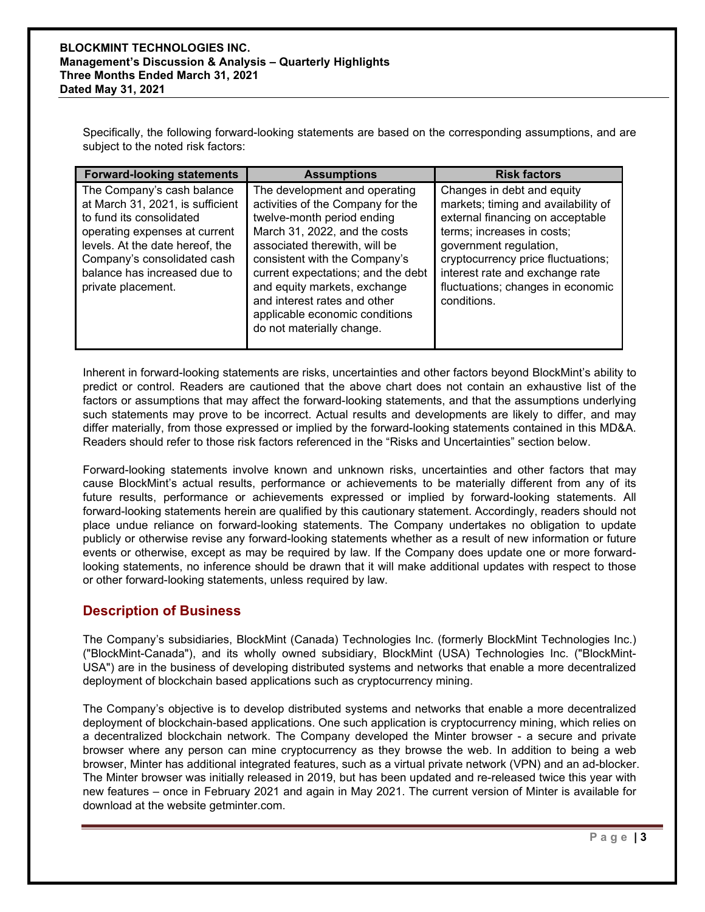Specifically, the following forward-looking statements are based on the corresponding assumptions, and are subject to the noted risk factors:

| Forward-looking statements | Assumptions | Risk factors |
|---|---|---|
| The Company's cash balance at March 31, 2021, is sufficient to fund its consolidated operating expenses at current levels. At the date hereof, the Company's consolidated cash balance has increased due to private placement. | The development and operating activities of the Company for the twelve-month period ending March 31, 2022, and the costs associated therewith, will be consistent with the Company's current expectations; and the debt and equity markets, exchange and interest rates and other applicable economic conditions do not materially change. | Changes in debt and equity markets; timing and availability of external financing on acceptable terms; increases in costs; government regulation, cryptocurrency price fluctuations; interest rate and exchange rate fluctuations; changes in economic conditions. |

Inherent in forward-looking statements are risks, uncertainties and other factors beyond BlockMint's ability to predict or control. Readers are cautioned that the above chart does not contain an exhaustive list of the factors or assumptions that may affect the forward-looking statements, and that the assumptions underlying such statements may prove to be incorrect. Actual results and developments are likely to differ, and may differ materially, from those expressed or implied by the forward-looking statements contained in this MD&A. Readers should refer to those risk factors referenced in the "Risks and Uncertainties" section below.

Forward-looking statements involve known and unknown risks, uncertainties and other factors that may cause BlockMint's actual results, performance or achievements to be materially different from any of its future results, performance or achievements expressed or implied by forward-looking statements. All forward-looking statements herein are qualified by this cautionary statement. Accordingly, readers should not place undue reliance on forward-looking statements. The Company undertakes no obligation to update publicly or otherwise revise any forward-looking statements whether as a result of new information or future events or otherwise, except as may be required by law. If the Company does update one or more forward-looking statements, no inference should be drawn that it will make additional updates with respect to those or other forward-looking statements, unless required by law.

## Description of Business

The Company's subsidiaries, BlockMint (Canada) Technologies Inc. (formerly BlockMint Technologies Inc.) ("BlockMint-Canada"), and its wholly owned subsidiary, BlockMint (USA) Technologies Inc. ("BlockMint-USA") are in the business of developing distributed systems and networks that enable a more decentralized deployment of blockchain based applications such as cryptocurrency mining.

The Company's objective is to develop distributed systems and networks that enable a more decentralized deployment of blockchain-based applications. One such application is cryptocurrency mining, which relies on a decentralized blockchain network. The Company developed the Minter browser - a secure and private browser where any person can mine cryptocurrency as they browse the web. In addition to being a web browser, Minter has additional integrated features, such as a virtual private network (VPN) and an ad-blocker. The Minter browser was initially released in 2019, but has been updated and re-released twice this year with new features – once in February 2021 and again in May 2021. The current version of Minter is available for download at the website getminter.com.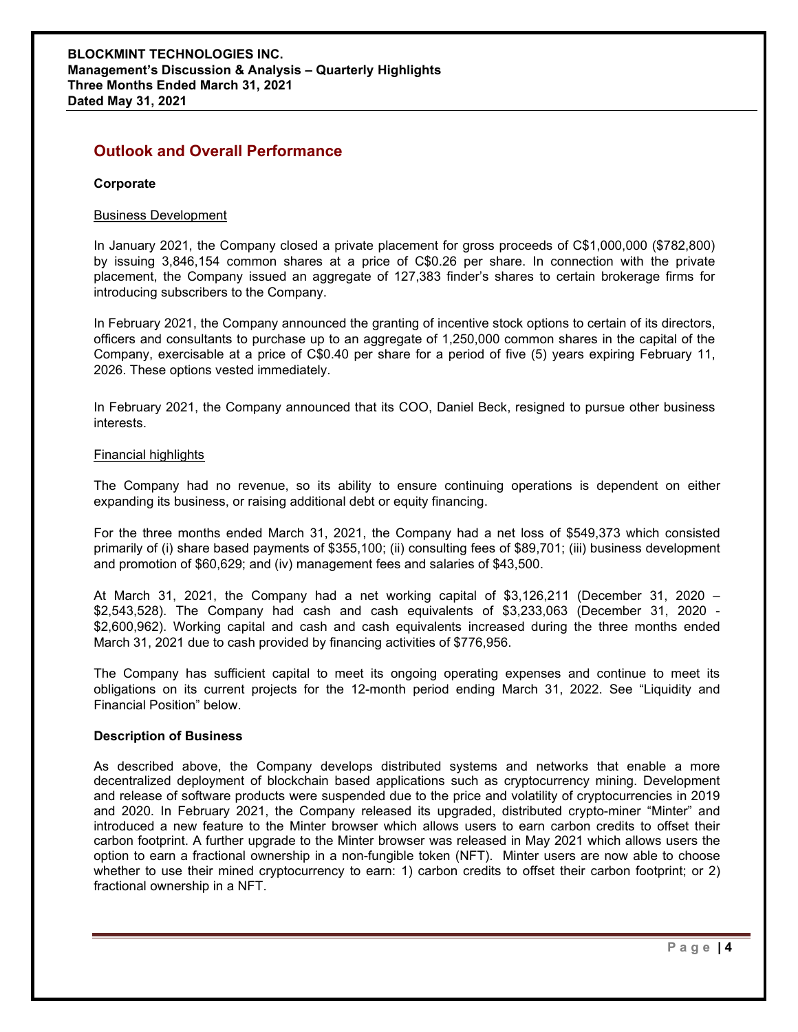## Outlook and Overall Performance

### Corporate

Business Development

In January 2021, the Company closed a private placement for gross proceeds of C$1,000,000 ($782,800) by issuing 3,846,154 common shares at a price of C$0.26 per share. In connection with the private placement, the Company issued an aggregate of 127,383 finder's shares to certain brokerage firms for introducing subscribers to the Company.

In February 2021, the Company announced the granting of incentive stock options to certain of its directors, officers and consultants to purchase up to an aggregate of 1,250,000 common shares in the capital of the Company, exercisable at a price of C$0.40 per share for a period of five (5) years expiring February 11, 2026. These options vested immediately.

In February 2021, the Company announced that its COO, Daniel Beck, resigned to pursue other business interests.

Financial highlights

The Company had no revenue, so its ability to ensure continuing operations is dependent on either expanding its business, or raising additional debt or equity financing.

For the three months ended March 31, 2021, the Company had a net loss of $549,373 which consisted primarily of (i) share based payments of $355,100; (ii) consulting fees of $89,701; (iii) business development and promotion of $60,629; and (iv) management fees and salaries of $43,500.

At March 31, 2021, the Company had a net working capital of $3,126,211 (December 31, 2020 – $2,543,528). The Company had cash and cash equivalents of $3,233,063 (December 31, 2020 - $2,600,962). Working capital and cash and cash equivalents increased during the three months ended March 31, 2021 due to cash provided by financing activities of $776,956.

The Company has sufficient capital to meet its ongoing operating expenses and continue to meet its obligations on its current projects for the 12-month period ending March 31, 2022. See "Liquidity and Financial Position" below.

### Description of Business

As described above, the Company develops distributed systems and networks that enable a more decentralized deployment of blockchain based applications such as cryptocurrency mining. Development and release of software products were suspended due to the price and volatility of cryptocurrencies in 2019 and 2020. In February 2021, the Company released its upgraded, distributed crypto-miner "Minter" and introduced a new feature to the Minter browser which allows users to earn carbon credits to offset their carbon footprint. A further upgrade to the Minter browser was released in May 2021 which allows users the option to earn a fractional ownership in a non-fungible token (NFT). Minter users are now able to choose whether to use their mined cryptocurrency to earn: 1) carbon credits to offset their carbon footprint; or 2) fractional ownership in a NFT.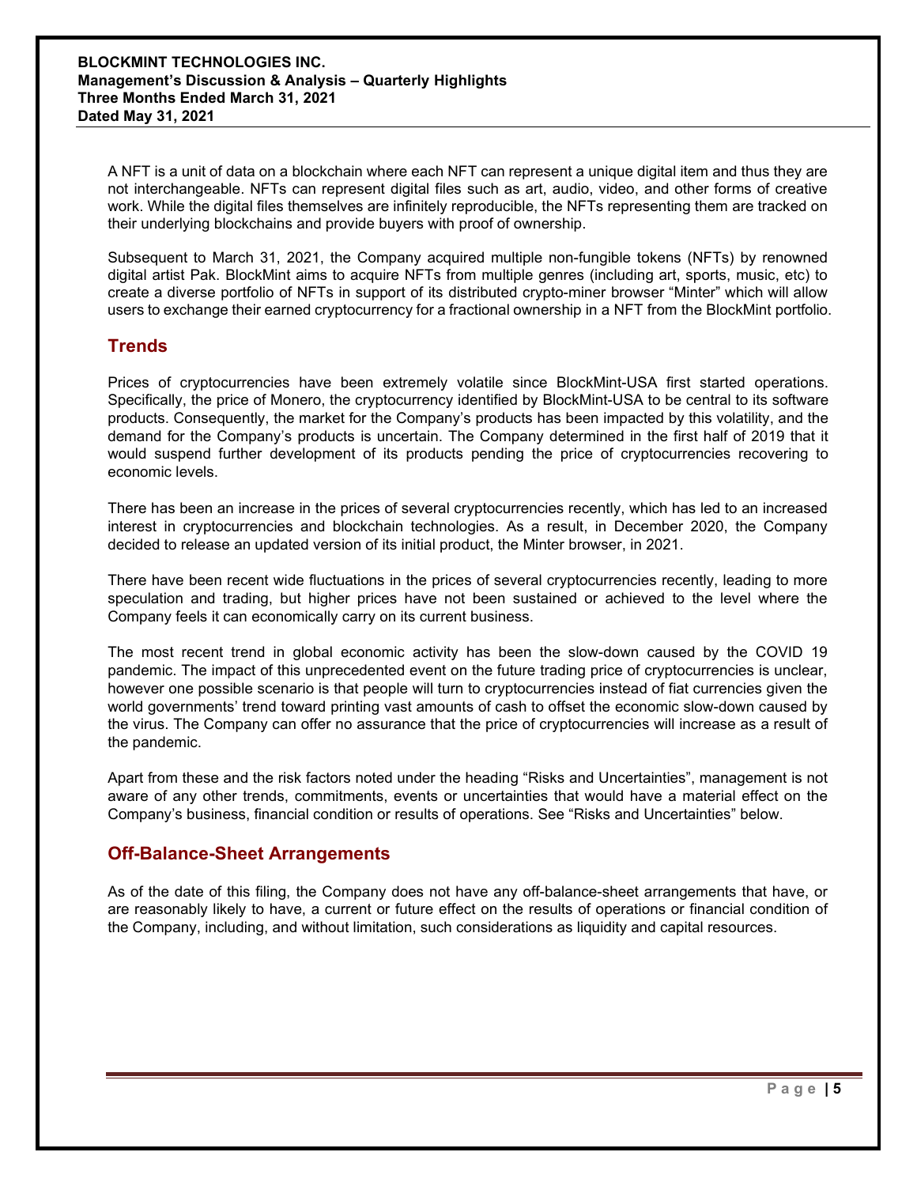A NFT is a unit of data on a blockchain where each NFT can represent a unique digital item and thus they are not interchangeable. NFTs can represent digital files such as art, audio, video, and other forms of creative work. While the digital files themselves are infinitely reproducible, the NFTs representing them are tracked on their underlying blockchains and provide buyers with proof of ownership.

Subsequent to March 31, 2021, the Company acquired multiple non-fungible tokens (NFTs) by renowned digital artist Pak. BlockMint aims to acquire NFTs from multiple genres (including art, sports, music, etc) to create a diverse portfolio of NFTs in support of its distributed crypto-miner browser "Minter" which will allow users to exchange their earned cryptocurrency for a fractional ownership in a NFT from the BlockMint portfolio.

## Trends

Prices of cryptocurrencies have been extremely volatile since BlockMint-USA first started operations. Specifically, the price of Monero, the cryptocurrency identified by BlockMint-USA to be central to its software products. Consequently, the market for the Company's products has been impacted by this volatility, and the demand for the Company's products is uncertain. The Company determined in the first half of 2019 that it would suspend further development of its products pending the price of cryptocurrencies recovering to economic levels.

There has been an increase in the prices of several cryptocurrencies recently, which has led to an increased interest in cryptocurrencies and blockchain technologies. As a result, in December 2020, the Company decided to release an updated version of its initial product, the Minter browser, in 2021.

There have been recent wide fluctuations in the prices of several cryptocurrencies recently, leading to more speculation and trading, but higher prices have not been sustained or achieved to the level where the Company feels it can economically carry on its current business.

The most recent trend in global economic activity has been the slow-down caused by the COVID 19 pandemic. The impact of this unprecedented event on the future trading price of cryptocurrencies is unclear, however one possible scenario is that people will turn to cryptocurrencies instead of fiat currencies given the world governments' trend toward printing vast amounts of cash to offset the economic slow-down caused by the virus. The Company can offer no assurance that the price of cryptocurrencies will increase as a result of the pandemic.

Apart from these and the risk factors noted under the heading "Risks and Uncertainties", management is not aware of any other trends, commitments, events or uncertainties that would have a material effect on the Company's business, financial condition or results of operations. See "Risks and Uncertainties" below.

## Off-Balance-Sheet Arrangements

As of the date of this filing, the Company does not have any off-balance-sheet arrangements that have, or are reasonably likely to have, a current or future effect on the results of operations or financial condition of the Company, including, and without limitation, such considerations as liquidity and capital resources.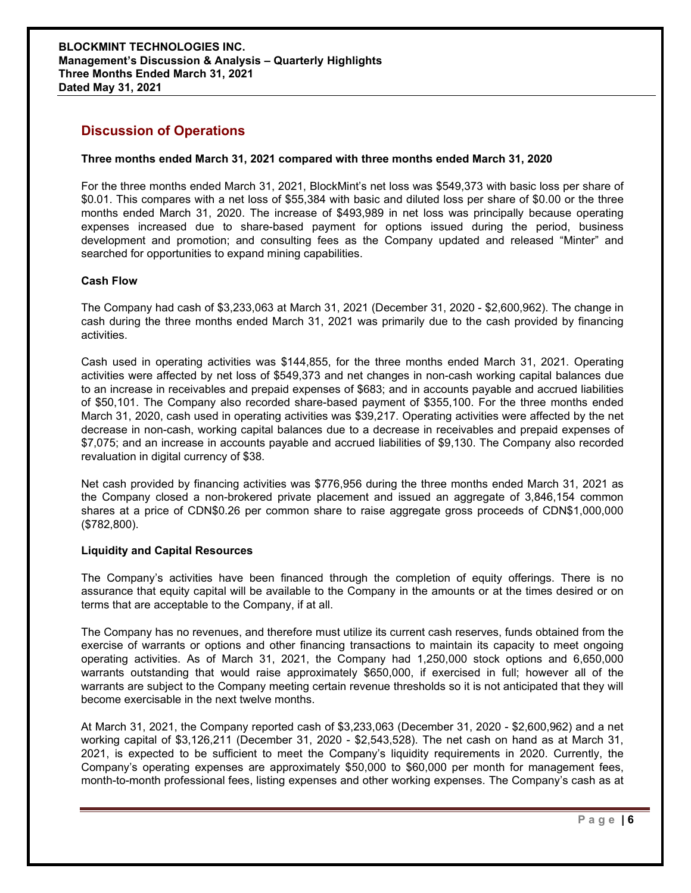## Discussion of Operations

**Three months ended March 31, 2021 compared with three months ended March 31, 2020**

For the three months ended March 31, 2021, BlockMint's net loss was $549,373 with basic loss per share of $0.01. This compares with a net loss of $55,384 with basic and diluted loss per share of $0.00 or the three months ended March 31, 2020. The increase of $493,989 in net loss was principally because operating expenses increased due to share-based payment for options issued during the period, business development and promotion; and consulting fees as the Company updated and released "Minter" and searched for opportunities to expand mining capabilities.

**Cash Flow**

The Company had cash of $3,233,063 at March 31, 2021 (December 31, 2020 - $2,600,962). The change in cash during the three months ended March 31, 2021 was primarily due to the cash provided by financing activities.

Cash used in operating activities was $144,855, for the three months ended March 31, 2021. Operating activities were affected by net loss of $549,373 and net changes in non-cash working capital balances due to an increase in receivables and prepaid expenses of $683; and in accounts payable and accrued liabilities of $50,101. The Company also recorded share-based payment of $355,100. For the three months ended March 31, 2020, cash used in operating activities was $39,217. Operating activities were affected by the net decrease in non-cash, working capital balances due to a decrease in receivables and prepaid expenses of $7,075; and an increase in accounts payable and accrued liabilities of $9,130. The Company also recorded revaluation in digital currency of $38.

Net cash provided by financing activities was $776,956 during the three months ended March 31, 2021 as the Company closed a non-brokered private placement and issued an aggregate of 3,846,154 common shares at a price of CDN$0.26 per common share to raise aggregate gross proceeds of CDN$1,000,000 ($782,800).

**Liquidity and Capital Resources**

The Company's activities have been financed through the completion of equity offerings. There is no assurance that equity capital will be available to the Company in the amounts or at the times desired or on terms that are acceptable to the Company, if at all.

The Company has no revenues, and therefore must utilize its current cash reserves, funds obtained from the exercise of warrants or options and other financing transactions to maintain its capacity to meet ongoing operating activities. As of March 31, 2021, the Company had 1,250,000 stock options and 6,650,000 warrants outstanding that would raise approximately $650,000, if exercised in full; however all of the warrants are subject to the Company meeting certain revenue thresholds so it is not anticipated that they will become exercisable in the next twelve months.

At March 31, 2021, the Company reported cash of $3,233,063 (December 31, 2020 - $2,600,962) and a net working capital of $3,126,211 (December 31, 2020 - $2,543,528). The net cash on hand as at March 31, 2021, is expected to be sufficient to meet the Company's liquidity requirements in 2020. Currently, the Company's operating expenses are approximately $50,000 to $60,000 per month for management fees, month-to-month professional fees, listing expenses and other working expenses. The Company's cash as at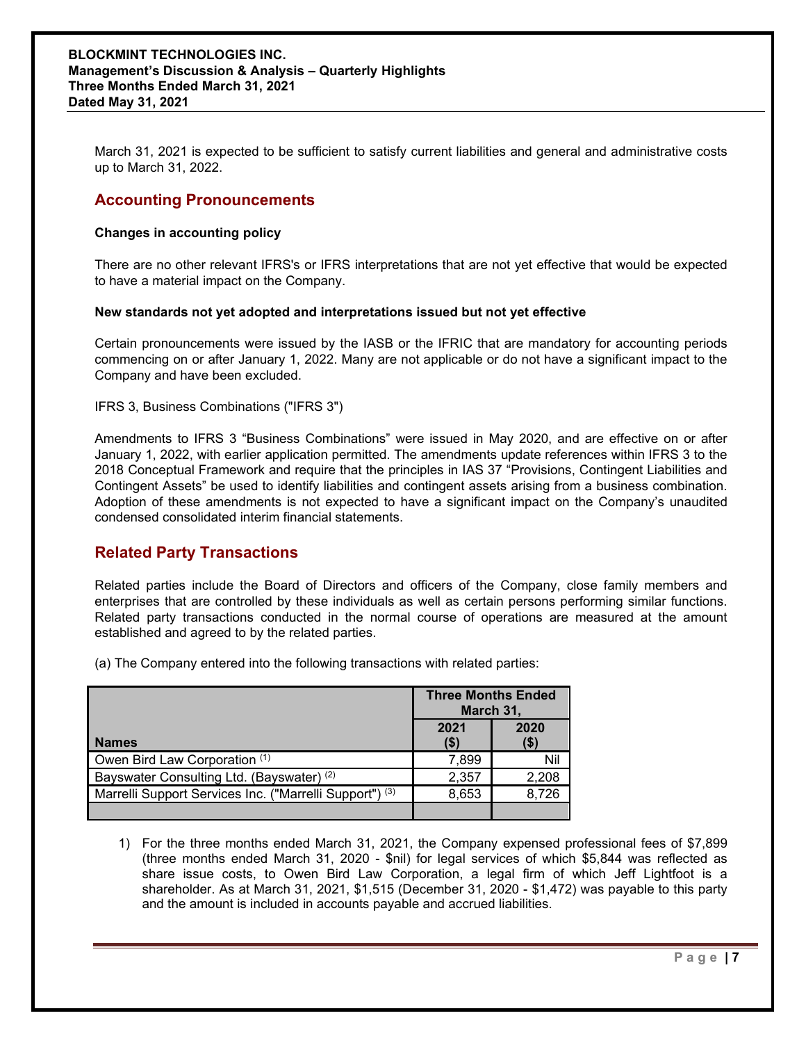March 31, 2021 is expected to be sufficient to satisfy current liabilities and general and administrative costs up to March 31, 2022.

## Accounting Pronouncements

**Changes in accounting policy**

There are no other relevant IFRS's or IFRS interpretations that are not yet effective that would be expected to have a material impact on the Company.

**New standards not yet adopted and interpretations issued but not yet effective**

Certain pronouncements were issued by the IASB or the IFRIC that are mandatory for accounting periods commencing on or after January 1, 2022. Many are not applicable or do not have a significant impact to the Company and have been excluded.

IFRS 3, Business Combinations ("IFRS 3")

Amendments to IFRS 3 “Business Combinations” were issued in May 2020, and are effective on or after January 1, 2022, with earlier application permitted. The amendments update references within IFRS 3 to the 2018 Conceptual Framework and require that the principles in IAS 37 “Provisions, Contingent Liabilities and Contingent Assets” be used to identify liabilities and contingent assets arising from a business combination. Adoption of these amendments is not expected to have a significant impact on the Company’s unaudited condensed consolidated interim financial statements.

## Related Party Transactions

Related parties include the Board of Directors and officers of the Company, close family members and enterprises that are controlled by these individuals as well as certain persons performing similar functions. Related party transactions conducted in the normal course of operations are measured at the amount established and agreed to by the related parties.

(a) The Company entered into the following transactions with related parties:

| | Three Months Ended March 31, | |
|---|---|---|
| **Names** | **2021 ($)** | **2020 ($)** |
| Owen Bird Law Corporation (1) | 7,899 | Nil |
| Bayswater Consulting Ltd. (Bayswater) (2) | 2,357 | 2,208 |
| Marrelli Support Services Inc. ("Marrelli Support") (3) | 8,653 | 8,726 |
| | | |

1) For the three months ended March 31, 2021, the Company expensed professional fees of $7,899 (three months ended March 31, 2020 - $nil) for legal services of which $5,844 was reflected as share issue costs, to Owen Bird Law Corporation, a legal firm of which Jeff Lightfoot is a shareholder. As at March 31, 2021, $1,515 (December 31, 2020 - $1,472) was payable to this party and the amount is included in accounts payable and accrued liabilities.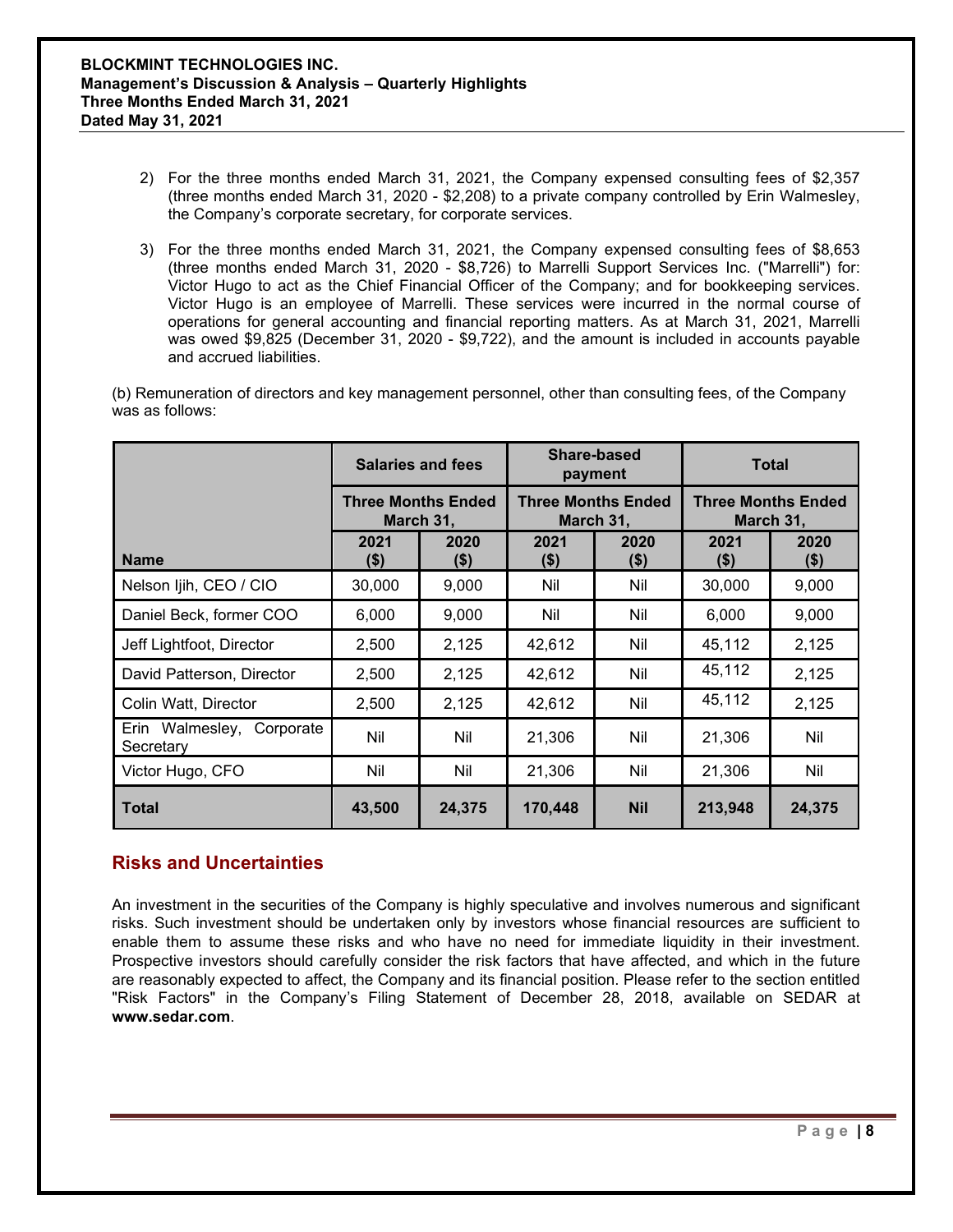2) For the three months ended March 31, 2021, the Company expensed consulting fees of $2,357 (three months ended March 31, 2020 - $2,208) to a private company controlled by Erin Walmesley, the Company's corporate secretary, for corporate services.

3) For the three months ended March 31, 2021, the Company expensed consulting fees of $8,653 (three months ended March 31, 2020 - $8,726) to Marrelli Support Services Inc. ("Marrelli") for: Victor Hugo to act as the Chief Financial Officer of the Company; and for bookkeeping services. Victor Hugo is an employee of Marrelli. These services were incurred in the normal course of operations for general accounting and financial reporting matters. As at March 31, 2021, Marrelli was owed $9,825 (December 31, 2020 - $9,722), and the amount is included in accounts payable and accrued liabilities.

(b) Remuneration of directors and key management personnel, other than consulting fees, of the Company was as follows:

| | Salaries and fees | | Share-based payment | | Total | |
|---|---|---|---|---|---|---|
| | Three Months Ended March 31, | | Three Months Ended March 31, | | Three Months Ended March 31, | |
| **Name** | **2021 ($)** | **2020 ($)** | **2021 ($)** | **2020 ($)** | **2021 ($)** | **2020 ($)** |
| Nelson Ijih, CEO / CIO | 30,000 | 9,000 | Nil | Nil | 30,000 | 9,000 |
| Daniel Beck, former COO | 6,000 | 9,000 | Nil | Nil | 6,000 | 9,000 |
| Jeff Lightfoot, Director | 2,500 | 2,125 | 42,612 | Nil | 45,112 | 2,125 |
| David Patterson, Director | 2,500 | 2,125 | 42,612 | Nil | 45,112 | 2,125 |
| Colin Watt, Director | 2,500 | 2,125 | 42,612 | Nil | 45,112 | 2,125 |
| Erin Walmesley, Corporate Secretary | Nil | Nil | 21,306 | Nil | 21,306 | Nil |
| Victor Hugo, CFO | Nil | Nil | 21,306 | Nil | 21,306 | Nil |
| **Total** | **43,500** | **24,375** | **170,448** | **Nil** | **213,948** | **24,375** |

## Risks and Uncertainties

An investment in the securities of the Company is highly speculative and involves numerous and significant risks. Such investment should be undertaken only by investors whose financial resources are sufficient to enable them to assume these risks and who have no need for immediate liquidity in their investment. Prospective investors should carefully consider the risk factors that have affected, and which in the future are reasonably expected to affect, the Company and its financial position. Please refer to the section entitled "Risk Factors" in the Company's Filing Statement of December 28, 2018, available on SEDAR at **www.sedar.com**.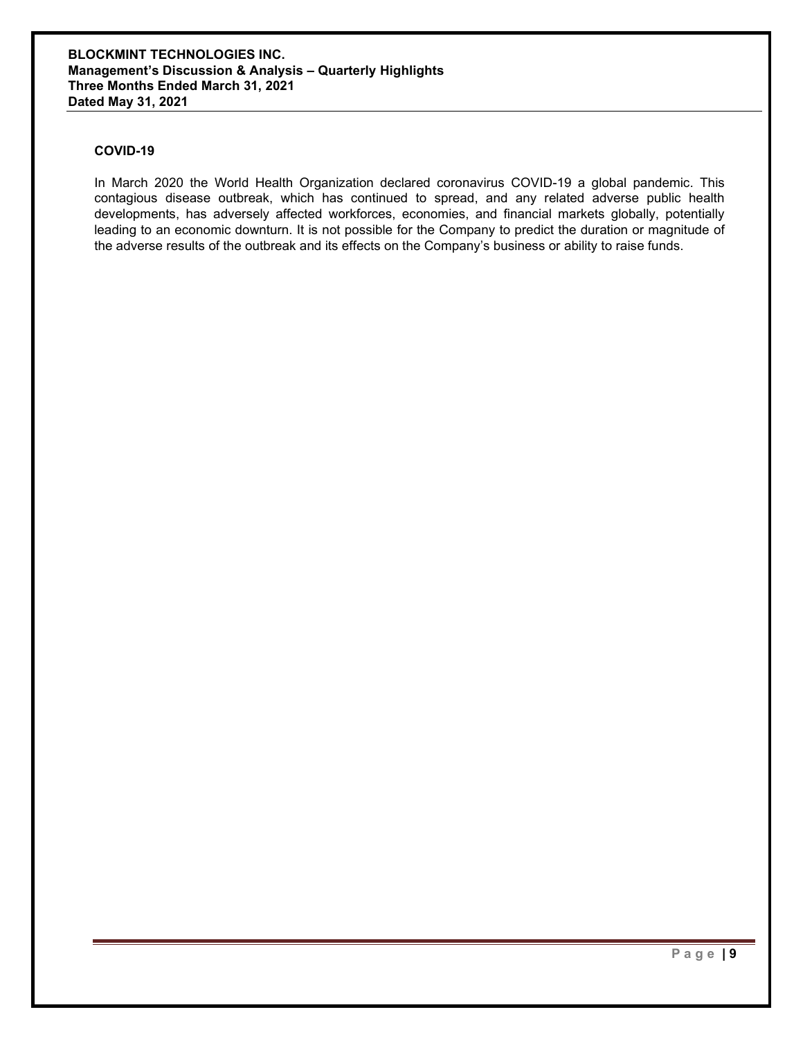## COVID-19

In March 2020 the World Health Organization declared coronavirus COVID-19 a global pandemic. This contagious disease outbreak, which has continued to spread, and any related adverse public health developments, has adversely affected workforces, economies, and financial markets globally, potentially leading to an economic downturn. It is not possible for the Company to predict the duration or magnitude of the adverse results of the outbreak and its effects on the Company's business or ability to raise funds.